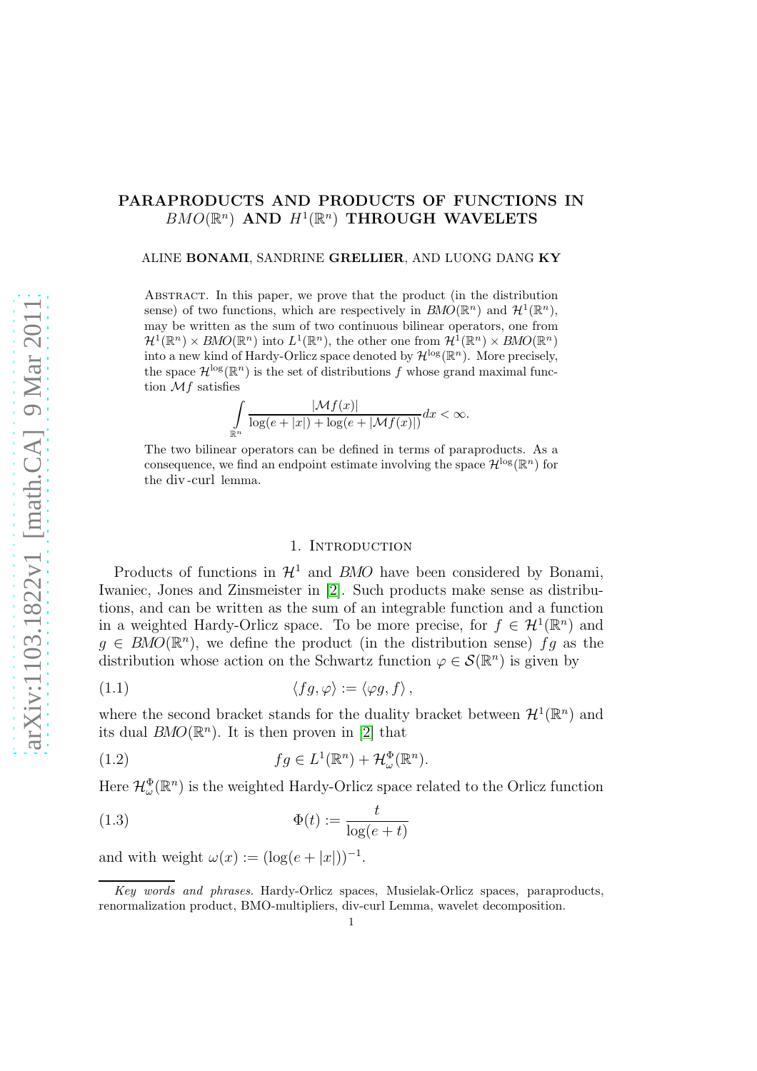# PARAPRODUCTS AND PRODUCTS OF FUNCTIONS IN $BMO(\mathbb{R}^n)$ AND $H^1(\mathbb{R}^n)$ THROUGH WAVELETS

ALINE **BONAMI**, SANDRINE **GRELLIER**, AND LUONG DANG **KY**

Abstract. In this paper, we prove that the product (in the distribution sense) of two functions, which are respectively in $BMO(\mathbb{R}^n)$ and $\mathcal{H}^1(\mathbb{R}^n)$, may be written as the sum of two continuous bilinear operators, one from $\mathcal{H}^1(\mathbb{R}^n) \times BMO(\mathbb{R}^n)$ into $L^1(\mathbb{R}^n)$, the other one from $\mathcal{H}^1(\mathbb{R}^n) \times BMO(\mathbb{R}^n)$ into a new kind of Hardy-Orlicz space denoted by $\mathcal{H}^{\log}(\mathbb{R}^n)$. More precisely, the space $\mathcal{H}^{\log}(\mathbb{R}^n)$ is the set of distributions $f$ whose grand maximal function $\mathcal{M}f$ satisfies

$$\int_{\mathbb{R}^n} \frac{|\mathcal{M}f(x)|}{\log(e+|x|)+\log(e+|\mathcal{M}f(x)|)}dx < \infty.$$

The two bilinear operators can be defined in terms of paraproducts. As a consequence, we find an endpoint estimate involving the space $\mathcal{H}^{\log}(\mathbb{R}^n)$ for the div-curl lemma.

## 1. Introduction

Products of functions in $\mathcal{H}^1$ and $BMO$ have been considered by Bonami, Iwaniec, Jones and Zinsmeister in [2]. Such products make sense as distributions, and can be written as the sum of an integrable function and a function in a weighted Hardy-Orlicz space. To be more precise, for $f \in \mathcal{H}^1(\mathbb{R}^n)$ and $g \in BMO(\mathbb{R}^n)$, we define the product (in the distribution sense) $fg$ as the distribution whose action on the Schwartz function $\varphi \in \mathcal{S}(\mathbb{R}^n)$ is given by

$$\langle fg, \varphi\rangle := \langle \varphi g, f\rangle, \tag{1.1}$$

where the second bracket stands for the duality bracket between $\mathcal{H}^1(\mathbb{R}^n)$ and its dual $BMO(\mathbb{R}^n)$. It is then proven in [2] that

$$fg \in L^1(\mathbb{R}^n) + \mathcal{H}^{\Phi}_{\omega}(\mathbb{R}^n). \tag{1.2}$$

Here $\mathcal{H}^{\Phi}_{\omega}(\mathbb{R}^n)$ is the weighted Hardy-Orlicz space related to the Orlicz function

$$\Phi(t) := \frac{t}{\log(e+t)} \tag{1.3}$$

and with weight $\omega(x) := (\log(e+|x|))^{-1}$.

*Key words and phrases.* Hardy-Orlicz spaces, Musielak-Orlicz spaces, paraproducts, renormalization product, BMO-multipliers, div-curl Lemma, wavelet decomposition.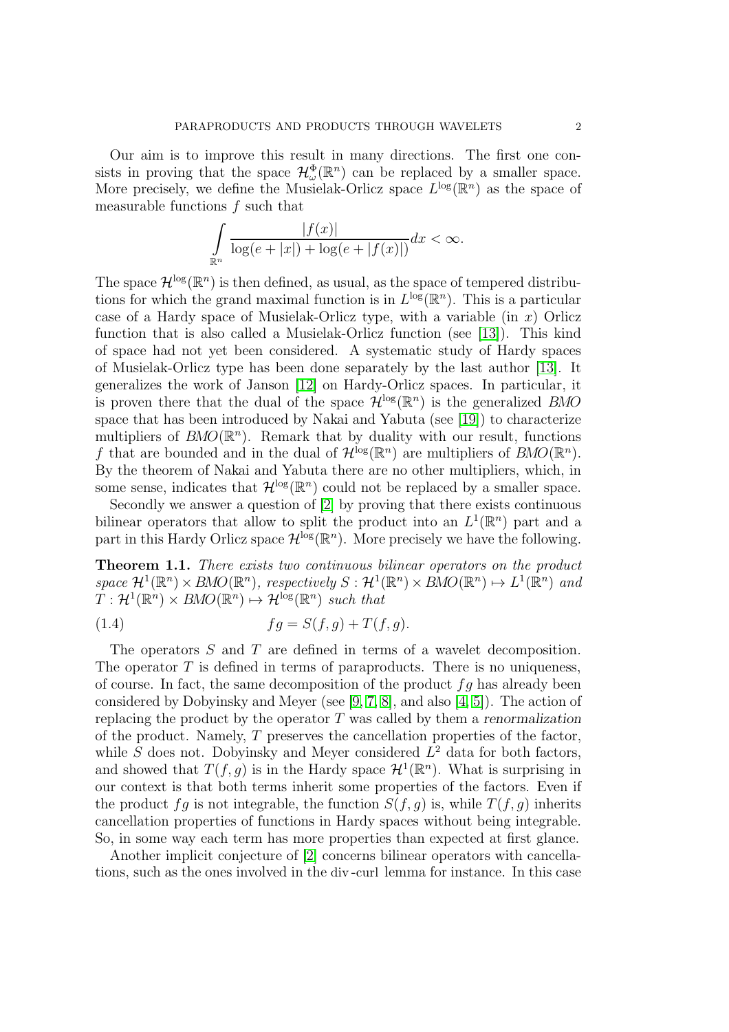Our aim is to improve this result in many directions. The first one consists in proving that the space $\mathcal{H}^\Phi_\omega(\mathbb{R}^n)$ can be replaced by a smaller space. More precisely, we define the Musielak-Orlicz space $L^{\log}(\mathbb{R}^n)$ as the space of measurable functions $f$ such that

$$\int_{\mathbb{R}^n} \frac{|f(x)|}{\log(e+|x|)+\log(e+|f(x)|)}dx < \infty.$$

The space $\mathcal{H}^{\log}(\mathbb{R}^n)$ is then defined, as usual, as the space of tempered distributions for which the grand maximal function is in $L^{\log}(\mathbb{R}^n)$. This is a particular case of a Hardy space of Musielak-Orlicz type, with a variable (in $x$) Orlicz function that is also called a Musielak-Orlicz function (see [13]). This kind of space had not yet been considered. A systematic study of Hardy spaces of Musielak-Orlicz type has been done separately by the last author [13]. It generalizes the work of Janson [12] on Hardy-Orlicz spaces. In particular, it is proven there that the dual of the space $\mathcal{H}^{\log}(\mathbb{R}^n)$ is the generalized *BMO* space that has been introduced by Nakai and Yabuta (see [19]) to characterize multipliers of $BMO(\mathbb{R}^n)$. Remark that by duality with our result, functions $f$ that are bounded and in the dual of $\mathcal{H}^{\log}(\mathbb{R}^n)$ are multipliers of $BMO(\mathbb{R}^n)$. By the theorem of Nakai and Yabuta there are no other multipliers, which, in some sense, indicates that $\mathcal{H}^{\log}(\mathbb{R}^n)$ could not be replaced by a smaller space.

Secondly we answer a question of [2] by proving that there exists continuous bilinear operators that allow to split the product into an $L^1(\mathbb{R}^n)$ part and a part in this Hardy Orlicz space $\mathcal{H}^{\log}(\mathbb{R}^n)$. More precisely we have the following.

**Theorem 1.1.** *There exists two continuous bilinear operators on the product space $\mathcal{H}^1(\mathbb{R}^n) \times BMO(\mathbb{R}^n)$, respectively $S : \mathcal{H}^1(\mathbb{R}^n) \times BMO(\mathbb{R}^n) \mapsto L^1(\mathbb{R}^n)$ and $T : \mathcal{H}^1(\mathbb{R}^n) \times BMO(\mathbb{R}^n) \mapsto \mathcal{H}^{\log}(\mathbb{R}^n)$ such that*

$$fg = S(f,g) + T(f,g). \tag{1.4}$$

The operators $S$ and $T$ are defined in terms of a wavelet decomposition. The operator $T$ is defined in terms of paraproducts. There is no uniqueness, of course. In fact, the same decomposition of the product $fg$ has already been considered by Dobyinsky and Meyer (see [9, 7, 8], and also [4, 5]). The action of replacing the product by the operator $T$ was called by them a *renormalization* of the product. Namely, $T$ preserves the cancellation properties of the factor, while $S$ does not. Dobyinsky and Meyer considered $L^2$ data for both factors, and showed that $T(f,g)$ is in the Hardy space $\mathcal{H}^1(\mathbb{R}^n)$. What is surprising in our context is that both terms inherit some properties of the factors. Even if the product $fg$ is not integrable, the function $S(f,g)$ is, while $T(f,g)$ inherits cancellation properties of functions in Hardy spaces without being integrable. So, in some way each term has more properties than expected at first glance.

Another implicit conjecture of [2] concerns bilinear operators with cancellations, such as the ones involved in the div-curl lemma for instance. In this case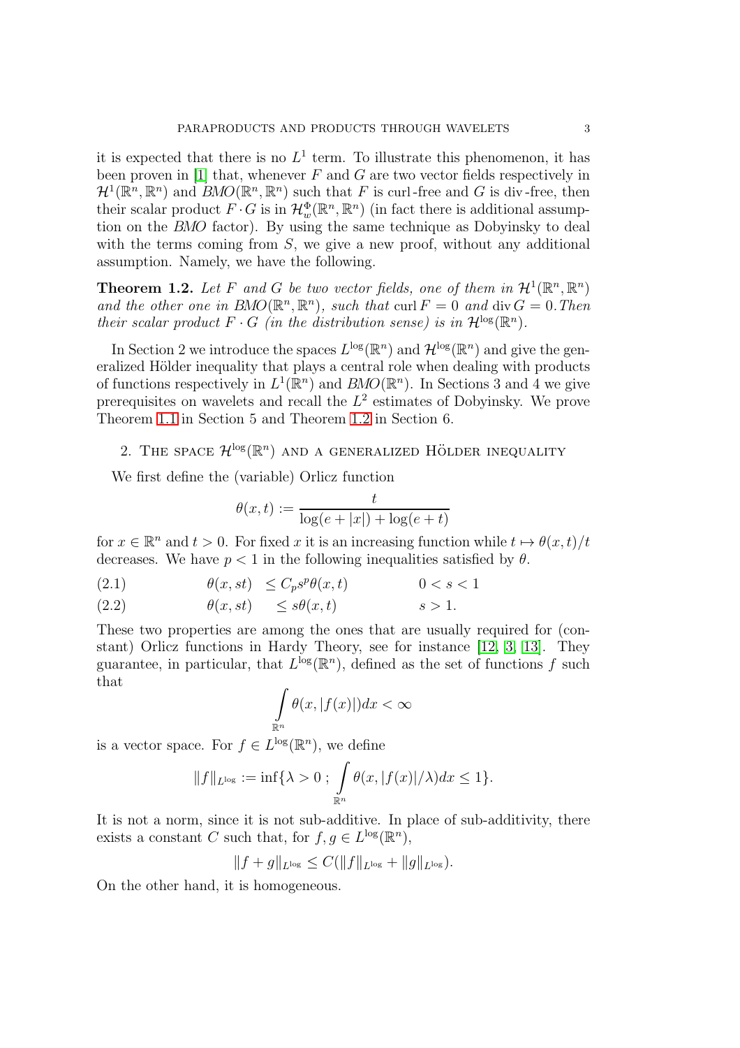it is expected that there is no $L^1$ term. To illustrate this phenomenon, it has been proven in [1] that, whenever $F$ and $G$ are two vector fields respectively in $\mathcal{H}^1(\mathbb{R}^n, \mathbb{R}^n)$ and $BMO(\mathbb{R}^n, \mathbb{R}^n)$ such that $F$ is curl-free and $G$ is div-free, then their scalar product $F \cdot G$ is in $\mathcal{H}^{\Phi}_w(\mathbb{R}^n, \mathbb{R}^n)$ (in fact there is additional assumption on the $BMO$ factor). By using the same technique as Dobyinsky to deal with the terms coming from $S$, we give a new proof, without any additional assumption. Namely, we have the following.

**Theorem 1.2.** *Let $F$ and $G$ be two vector fields, one of them in $\mathcal{H}^1(\mathbb{R}^n, \mathbb{R}^n)$ and the other one in $BMO(\mathbb{R}^n, \mathbb{R}^n)$, such that $\operatorname{curl} F = 0$ and $\operatorname{div} G = 0$. Then their scalar product $F \cdot G$ (in the distribution sense) is in $\mathcal{H}^{\log}(\mathbb{R}^n)$.*

In Section 2 we introduce the spaces $L^{\log}(\mathbb{R}^n)$ and $\mathcal{H}^{\log}(\mathbb{R}^n)$ and give the generalized Hölder inequality that plays a central role when dealing with products of functions respectively in $L^1(\mathbb{R}^n)$ and $BMO(\mathbb{R}^n)$. In Sections 3 and 4 we give prerequisites on wavelets and recall the $L^2$ estimates of Dobyinsky. We prove Theorem 1.1 in Section 5 and Theorem 1.2 in Section 6.

## 2. The space $\mathcal{H}^{\log}(\mathbb{R}^n)$ and a generalized Hölder inequality

We first define the (variable) Orlicz function

$$\theta(x,t) := \frac{t}{\log(e+|x|) + \log(e+t)}$$

for $x \in \mathbb{R}^n$ and $t > 0$. For fixed $x$ it is an increasing function while $t \mapsto \theta(x,t)/t$ decreases. We have $p < 1$ in the following inequalities satisfied by $\theta$.

$$\theta(x, st) \leq C_p s^p \theta(x,t) \qquad 0 < s < 1 \tag{2.1}$$

$$\theta(x, st) \leq s\theta(x,t) \qquad s > 1. \tag{2.2}$$

These two properties are among the ones that are usually required for (constant) Orlicz functions in Hardy Theory, see for instance [12, 3, 13]. They guarantee, in particular, that $L^{\log}(\mathbb{R}^n)$, defined as the set of functions $f$ such that

$$\int_{\mathbb{R}^n} \theta(x, |f(x)|) dx < \infty$$

is a vector space. For $f \in L^{\log}(\mathbb{R}^n)$, we define

$$\|f\|_{L^{\log}} := \inf\{\lambda > 0 \,;\, \int_{\mathbb{R}^n} \theta(x, |f(x)|/\lambda) dx \leq 1\}.$$

It is not a norm, since it is not sub-additive. In place of sub-additivity, there exists a constant $C$ such that, for $f, g \in L^{\log}(\mathbb{R}^n)$,

$$\|f + g\|_{L^{\log}} \leq C(\|f\|_{L^{\log}} + \|g\|_{L^{\log}}).$$

On the other hand, it is homogeneous.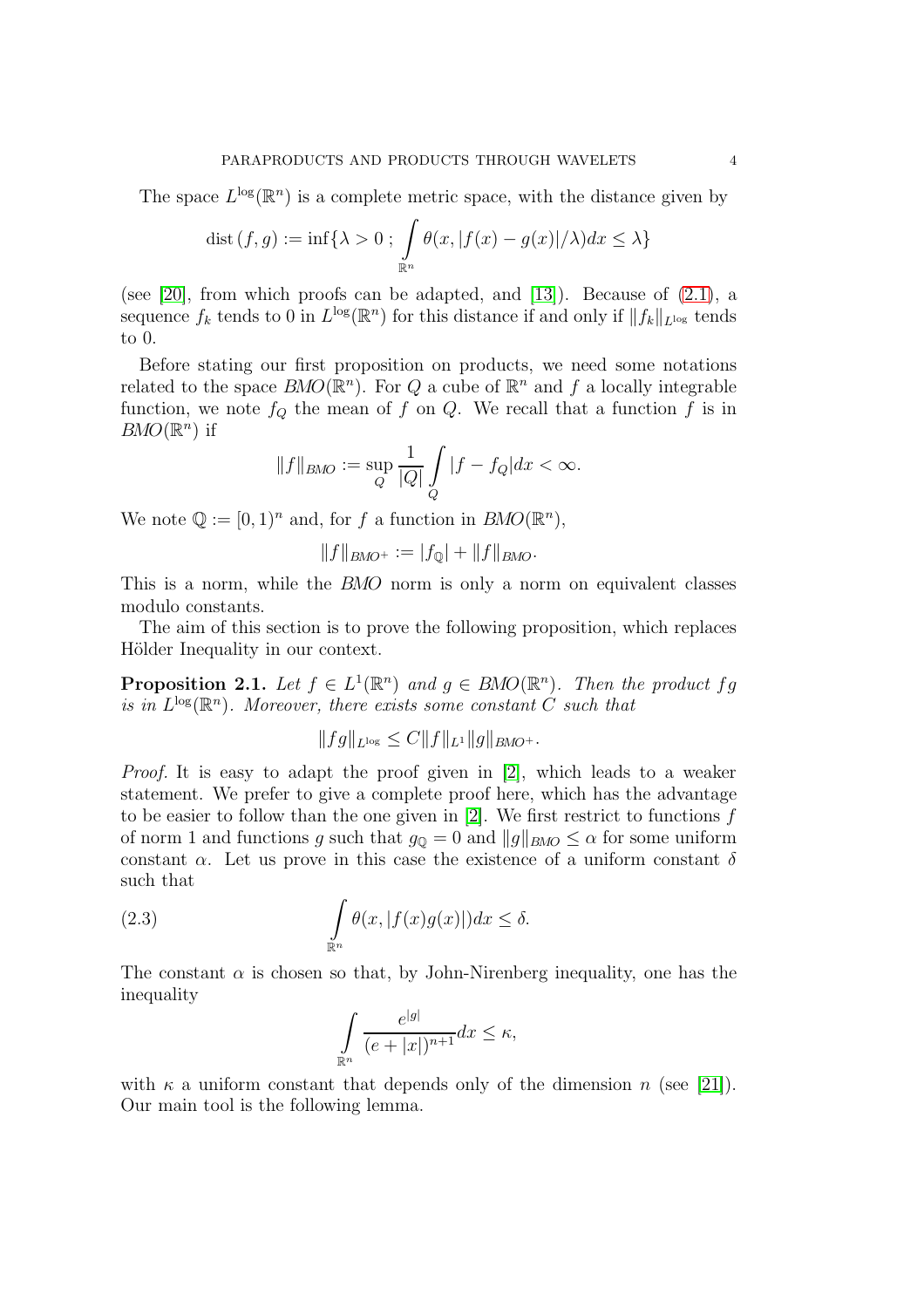The space $L^{\log}(\mathbb{R}^n)$ is a complete metric space, with the distance given by

$$\operatorname{dist}(f,g) := \inf\{\lambda > 0\ ;\ \int_{\mathbb{R}^n} \theta(x, |f(x) - g(x)|/\lambda)dx \leq \lambda\}$$

(see [20], from which proofs can be adapted, and [13]). Because of (2.1), a sequence $f_k$ tends to 0 in $L^{\log}(\mathbb{R}^n)$ for this distance if and only if $\|f_k\|_{L^{\log}}$ tends to 0.

Before stating our first proposition on products, we need some notations related to the space $BMO(\mathbb{R}^n)$. For $Q$ a cube of $\mathbb{R}^n$ and $f$ a locally integrable function, we note $f_Q$ the mean of $f$ on $Q$. We recall that a function $f$ is in $BMO(\mathbb{R}^n)$ if

$$\|f\|_{BMO} := \sup_Q \frac{1}{|Q|} \int_Q |f - f_Q| dx < \infty.$$

We note $\mathbb{Q} := [0,1)^n$ and, for $f$ a function in $BMO(\mathbb{R}^n)$,

$$\|f\|_{BMO^+} := |f_{\mathbb{Q}}| + \|f\|_{BMO}.$$

This is a norm, while the $BMO$ norm is only a norm on equivalent classes modulo constants.

The aim of this section is to prove the following proposition, which replaces Hölder Inequality in our context.

**Proposition 2.1.** *Let $f \in L^1(\mathbb{R}^n)$ and $g \in BMO(\mathbb{R}^n)$. Then the product $fg$ is in $L^{\log}(\mathbb{R}^n)$. Moreover, there exists some constant $C$ such that*

$$\|fg\|_{L^{\log}} \leq C\|f\|_{L^1}\|g\|_{BMO^+}.$$

*Proof.* It is easy to adapt the proof given in [2], which leads to a weaker statement. We prefer to give a complete proof here, which has the advantage to be easier to follow than the one given in [2]. We first restrict to functions $f$ of norm 1 and functions $g$ such that $g_{\mathbb{Q}} = 0$ and $\|g\|_{BMO} \leq \alpha$ for some uniform constant $\alpha$. Let us prove in this case the existence of a uniform constant $\delta$ such that

$$\int_{\mathbb{R}^n} \theta(x, |f(x)g(x)|)dx \leq \delta. \tag{2.3}$$

The constant $\alpha$ is chosen so that, by John-Nirenberg inequality, one has the inequality

$$\int_{\mathbb{R}^n} \frac{e^{|g|}}{(e + |x|)^{n+1}} dx \leq \kappa,$$

with $\kappa$ a uniform constant that depends only of the dimension $n$ (see [21]). Our main tool is the following lemma.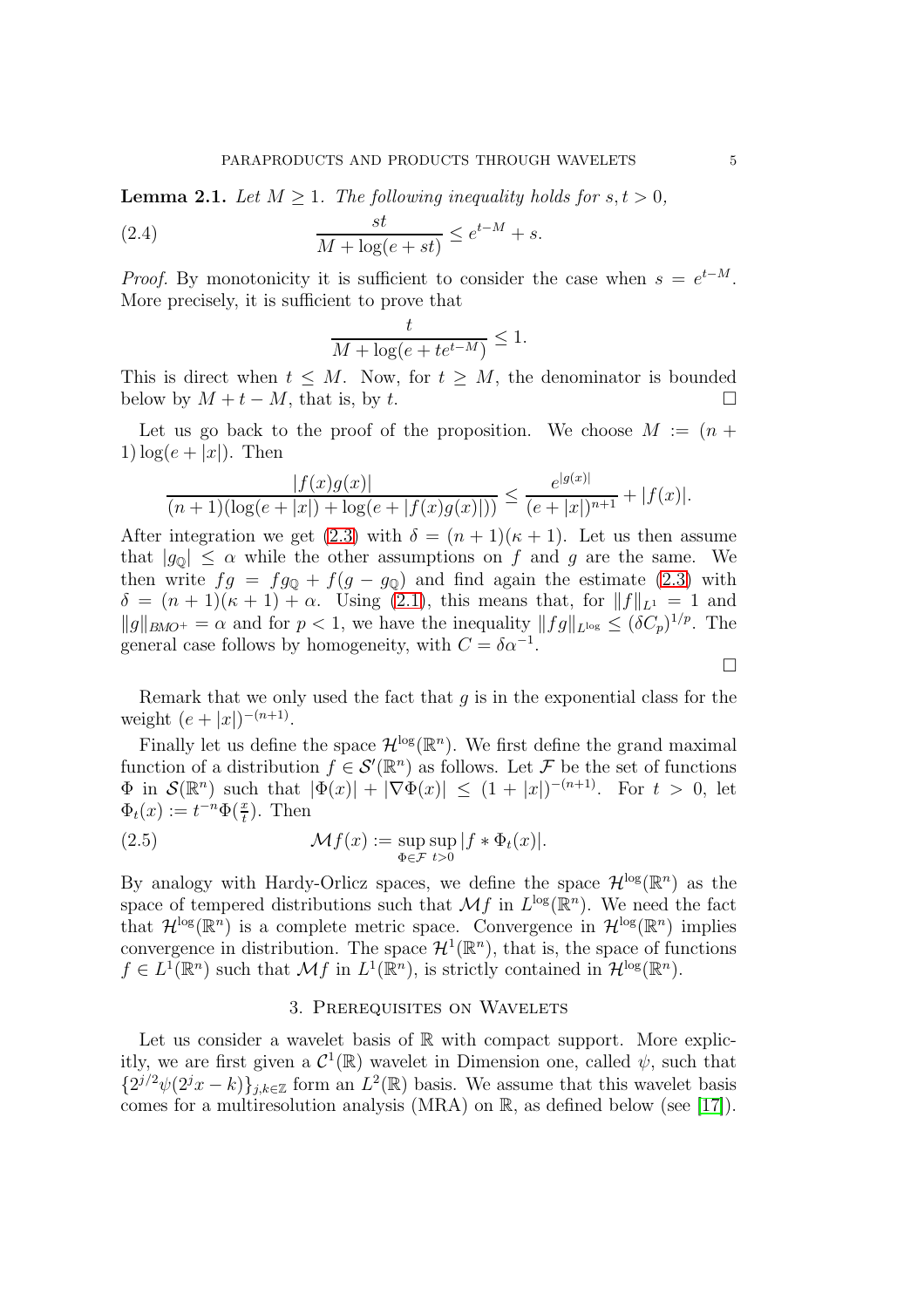**Lemma 2.1.** *Let $M \geq 1$. The following inequality holds for $s, t > 0$,*

$$\frac{st}{M + \log(e + st)} \leq e^{t-M} + s. \tag{2.4}$$

*Proof.* By monotonicity it is sufficient to consider the case when $s = e^{t-M}$. More precisely, it is sufficient to prove that

$$\frac{t}{M + \log(e + te^{t-M})} \leq 1.$$

This is direct when $t \leq M$. Now, for $t \geq M$, the denominator is bounded below by $M + t - M$, that is, by $t$. $\square$

Let us go back to the proof of the proposition. We choose $M := (n+1)\log(e + |x|)$. Then

$$\frac{|f(x)g(x)|}{(n+1)(\log(e+|x|) + \log(e + |f(x)g(x)|))} \leq \frac{e^{|g(x)|}}{(e+|x|)^{n+1}} + |f(x)|.$$

After integration we get (2.3) with $\delta = (n+1)(\kappa + 1)$. Let us then assume that $|g_{\mathbb{Q}}| \leq \alpha$ while the other assumptions on $f$ and $g$ are the same. We then write $fg = fg_{\mathbb{Q}} + f(g - g_{\mathbb{Q}})$ and find again the estimate (2.3) with $\delta = (n+1)(\kappa+1) + \alpha$. Using (2.1), this means that, for $\|f\|_{L^1} = 1$ and $\|g\|_{BMO^+} = \alpha$ and for $p < 1$, we have the inequality $\|fg\|_{L^{\log}} \leq (\delta C_p)^{1/p}$. The general case follows by homogeneity, with $C = \delta\alpha^{-1}$.

$\square$

Remark that we only used the fact that $g$ is in the exponential class for the weight $(e + |x|)^{-(n+1)}$.

Finally let us define the space $\mathcal{H}^{\log}(\mathbb{R}^n)$. We first define the grand maximal function of a distribution $f \in \mathcal{S}'(\mathbb{R}^n)$ as follows. Let $\mathcal{F}$ be the set of functions $\Phi$ in $\mathcal{S}(\mathbb{R}^n)$ such that $|\Phi(x)| + |\nabla\Phi(x)| \leq (1 + |x|)^{-(n+1)}$. For $t > 0$, let $\Phi_t(x) := t^{-n}\Phi(\frac{x}{t})$. Then

$$\mathcal{M}f(x) := \sup_{\Phi \in \mathcal{F}} \sup_{t>0} |f * \Phi_t(x)|. \tag{2.5}$$

By analogy with Hardy-Orlicz spaces, we define the space $\mathcal{H}^{\log}(\mathbb{R}^n)$ as the space of tempered distributions such that $\mathcal{M}f$ in $L^{\log}(\mathbb{R}^n)$. We need the fact that $\mathcal{H}^{\log}(\mathbb{R}^n)$ is a complete metric space. Convergence in $\mathcal{H}^{\log}(\mathbb{R}^n)$ implies convergence in distribution. The space $\mathcal{H}^1(\mathbb{R}^n)$, that is, the space of functions $f \in L^1(\mathbb{R}^n)$ such that $\mathcal{M}f$ in $L^1(\mathbb{R}^n)$, is strictly contained in $\mathcal{H}^{\log}(\mathbb{R}^n)$.

## 3. Prerequisites on Wavelets

Let us consider a wavelet basis of $\mathbb{R}$ with compact support. More explicitly, we are first given a $\mathcal{C}^1(\mathbb{R})$ wavelet in Dimension one, called $\psi$, such that $\{2^{j/2}\psi(2^j x - k)\}_{j,k\in\mathbb{Z}}$ form an $L^2(\mathbb{R})$ basis. We assume that this wavelet basis comes for a multiresolution analysis (MRA) on $\mathbb{R}$, as defined below (see [17]).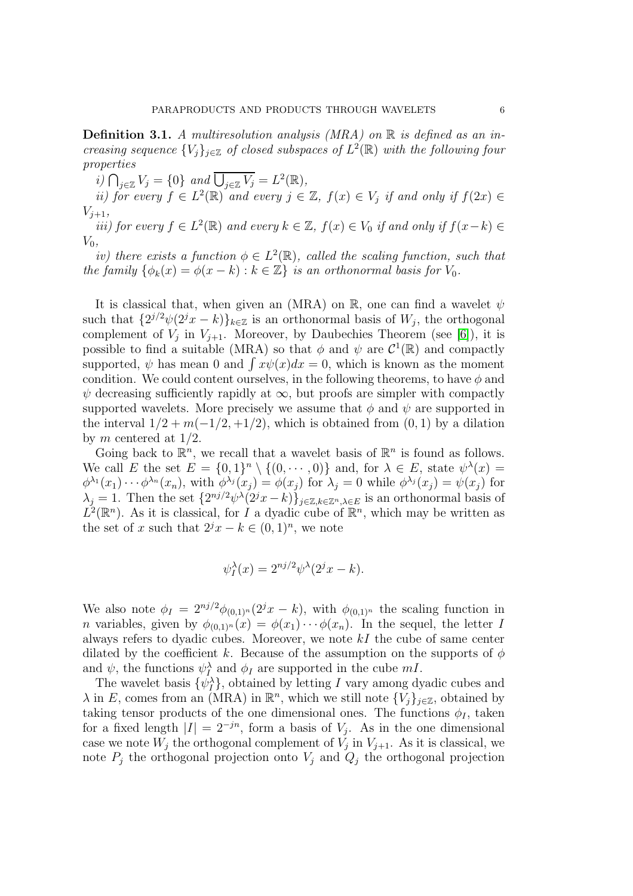**Definition 3.1.** *A multiresolution analysis (MRA) on $\mathbb{R}$ is defined as an increasing sequence $\{V_j\}_{j\in\mathbb{Z}}$ of closed subspaces of $L^2(\mathbb{R})$ with the following four properties*

*i) $\bigcap_{j\in\mathbb{Z}} V_j = \{0\}$ and $\overline{\bigcup_{j\in\mathbb{Z}} V_j} = L^2(\mathbb{R})$,*

*ii) for every $f \in L^2(\mathbb{R})$ and every $j \in \mathbb{Z}$, $f(x) \in V_j$ if and only if $f(2x) \in V_{j+1}$,*

*iii) for every $f \in L^2(\mathbb{R})$ and every $k \in \mathbb{Z}$, $f(x) \in V_0$ if and only if $f(x-k) \in V_0$,*

*iv) there exists a function $\phi \in L^2(\mathbb{R})$, called the scaling function, such that the family $\{\phi_k(x) = \phi(x-k) : k \in \mathbb{Z}\}$ is an orthonormal basis for $V_0$.*

It is classical that, when given an (MRA) on $\mathbb{R}$, one can find a wavelet $\psi$ such that $\{2^{j/2}\psi(2^j x - k)\}_{k\in\mathbb{Z}}$ is an orthonormal basis of $W_j$, the orthogonal complement of $V_j$ in $V_{j+1}$. Moreover, by Daubechies Theorem (see [6]), it is possible to find a suitable (MRA) so that $\phi$ and $\psi$ are $\mathcal{C}^1(\mathbb{R})$ and compactly supported, $\psi$ has mean 0 and $\int x\psi(x)dx = 0$, which is known as the moment condition. We could content ourselves, in the following theorems, to have $\phi$ and $\psi$ decreasing sufficiently rapidly at $\infty$, but proofs are simpler with compactly supported wavelets. More precisely we assume that $\phi$ and $\psi$ are supported in the interval $1/2 + m(-1/2, +1/2)$, which is obtained from $(0,1)$ by a dilation by $m$ centered at $1/2$.

Going back to $\mathbb{R}^n$, we recall that a wavelet basis of $\mathbb{R}^n$ is found as follows. We call $E$ the set $E = \{0,1\}^n \setminus \{(0,\cdots,0)\}$ and, for $\lambda \in E$, state $\psi^\lambda(x) = \phi^{\lambda_1}(x_1)\cdots\phi^{\lambda_n}(x_n)$, with $\phi^{\lambda_j}(x_j) = \phi(x_j)$ for $\lambda_j = 0$ while $\phi^{\lambda_j}(x_j) = \psi(x_j)$ for $\lambda_j = 1$. Then the set $\{2^{nj/2}\psi^\lambda(2^j x - k)\}_{j\in\mathbb{Z},k\in\mathbb{Z}^n,\lambda\in E}$ is an orthonormal basis of $L^2(\mathbb{R}^n)$. As it is classical, for $I$ a dyadic cube of $\mathbb{R}^n$, which may be written as the set of $x$ such that $2^j x - k \in (0,1)^n$, we note

$$\psi_I^\lambda(x) = 2^{nj/2}\psi^\lambda(2^j x - k).$$

We also note $\phi_I = 2^{nj/2}\phi_{(0,1)^n}(2^j x - k)$, with $\phi_{(0,1)^n}$ the scaling function in $n$ variables, given by $\phi_{(0,1)^n}(x) = \phi(x_1)\cdots\phi(x_n)$. In the sequel, the letter $I$ always refers to dyadic cubes. Moreover, we note $kI$ the cube of same center dilated by the coefficient $k$. Because of the assumption on the supports of $\phi$ and $\psi$, the functions $\psi_I^\lambda$ and $\phi_I$ are supported in the cube $mI$.

The wavelet basis $\{\psi_I^\lambda\}$, obtained by letting $I$ vary among dyadic cubes and $\lambda$ in $E$, comes from an (MRA) in $\mathbb{R}^n$, which we still note $\{V_j\}_{j\in\mathbb{Z}}$, obtained by taking tensor products of the one dimensional ones. The functions $\phi_I$, taken for a fixed length $|I| = 2^{-jn}$, form a basis of $V_j$. As in the one dimensional case we note $W_j$ the orthogonal complement of $V_j$ in $V_{j+1}$. As it is classical, we note $P_j$ the orthogonal projection onto $V_j$ and $Q_j$ the orthogonal projection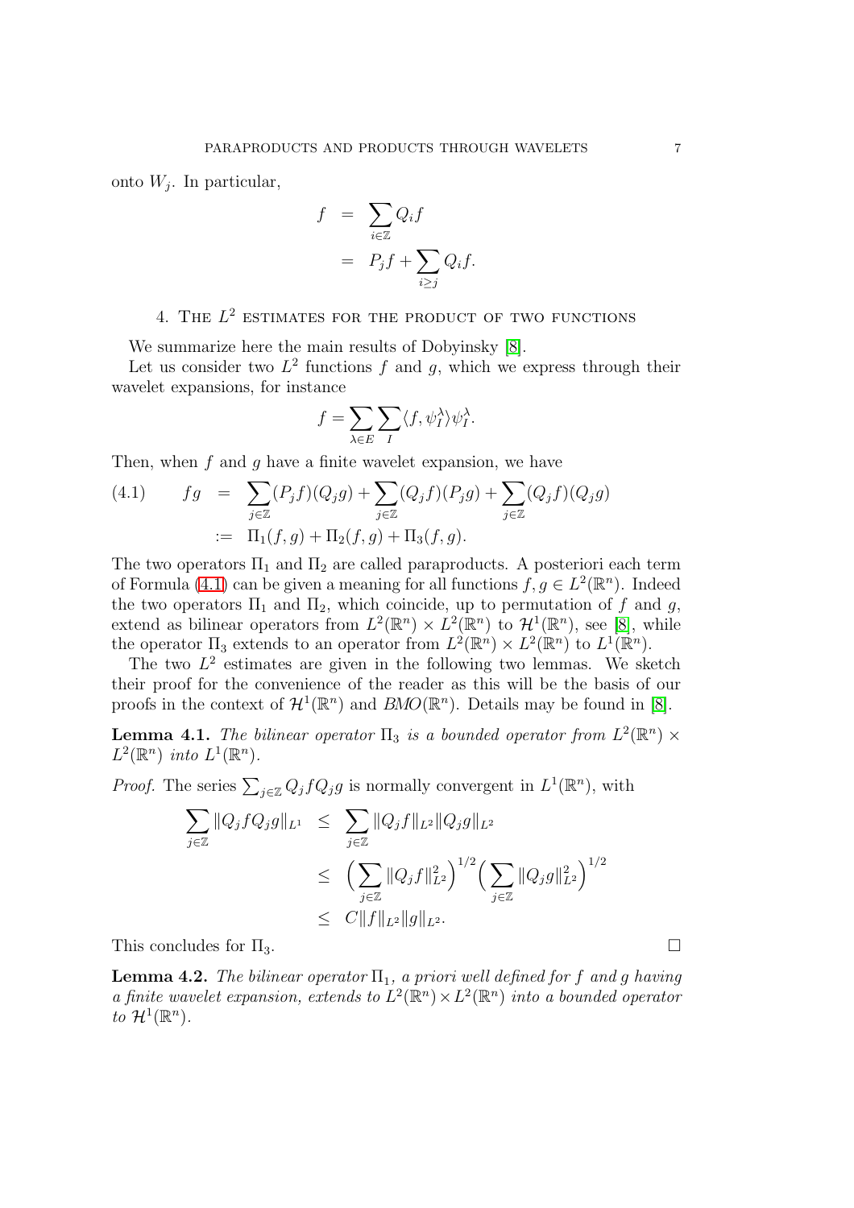onto $W_j$. In particular,

$$
\begin{aligned}
f &= \sum_{i\in\mathbb{Z}} Q_i f \\
&= P_j f + \sum_{i\geq j} Q_i f.
\end{aligned}
$$

## 4. The $L^2$ estimates for the product of two functions

We summarize here the main results of Dobyinsky [8].

Let us consider two $L^2$ functions $f$ and $g$, which we express through their wavelet expansions, for instance

$$
f = \sum_{\lambda\in E}\sum_{I} \langle f, \psi_I^\lambda\rangle \psi_I^\lambda.
$$

Then, when $f$ and $g$ have a finite wavelet expansion, we have

$$
\begin{aligned}
(4.1)\qquad fg &= \sum_{j\in\mathbb{Z}} (P_j f)(Q_j g) + \sum_{j\in\mathbb{Z}} (Q_j f)(P_j g) + \sum_{j\in\mathbb{Z}} (Q_j f)(Q_j g) \\
&:= \Pi_1(f,g) + \Pi_2(f,g) + \Pi_3(f,g).
\end{aligned}
$$

The two operators $\Pi_1$ and $\Pi_2$ are called paraproducts. A posteriori each term of Formula (4.1) can be given a meaning for all functions $f, g \in L^2(\mathbb{R}^n)$. Indeed the two operators $\Pi_1$ and $\Pi_2$, which coincide, up to permutation of $f$ and $g$, extend as bilinear operators from $L^2(\mathbb{R}^n)\times L^2(\mathbb{R}^n)$ to $\mathcal{H}^1(\mathbb{R}^n)$, see [8], while the operator $\Pi_3$ extends to an operator from $L^2(\mathbb{R}^n)\times L^2(\mathbb{R}^n)$ to $L^1(\mathbb{R}^n)$.

The two $L^2$ estimates are given in the following two lemmas. We sketch their proof for the convenience of the reader as this will be the basis of our proofs in the context of $\mathcal{H}^1(\mathbb{R}^n)$ and $BMO(\mathbb{R}^n)$. Details may be found in [8].

**Lemma 4.1.** *The bilinear operator $\Pi_3$ is a bounded operator from $L^2(\mathbb{R}^n)\times L^2(\mathbb{R}^n)$ into $L^1(\mathbb{R}^n)$.*

*Proof.* The series $\sum_{j\in\mathbb{Z}} Q_j f Q_j g$ is normally convergent in $L^1(\mathbb{R}^n)$, with

$$
\begin{aligned}
\sum_{j\in\mathbb{Z}} \|Q_j f Q_j g\|_{L^1} &\leq \sum_{j\in\mathbb{Z}} \|Q_j f\|_{L^2}\|Q_j g\|_{L^2} \\
&\leq \Big(\sum_{j\in\mathbb{Z}} \|Q_j f\|_{L^2}^2\Big)^{1/2}\Big(\sum_{j\in\mathbb{Z}} \|Q_j g\|_{L^2}^2\Big)^{1/2} \\
&\leq C\|f\|_{L^2}\|g\|_{L^2}.
\end{aligned}
$$

This concludes for $\Pi_3$. □

**Lemma 4.2.** *The bilinear operator $\Pi_1$, a priori well defined for $f$ and $g$ having a finite wavelet expansion, extends to $L^2(\mathbb{R}^n)\times L^2(\mathbb{R}^n)$ into a bounded operator to $\mathcal{H}^1(\mathbb{R}^n)$.*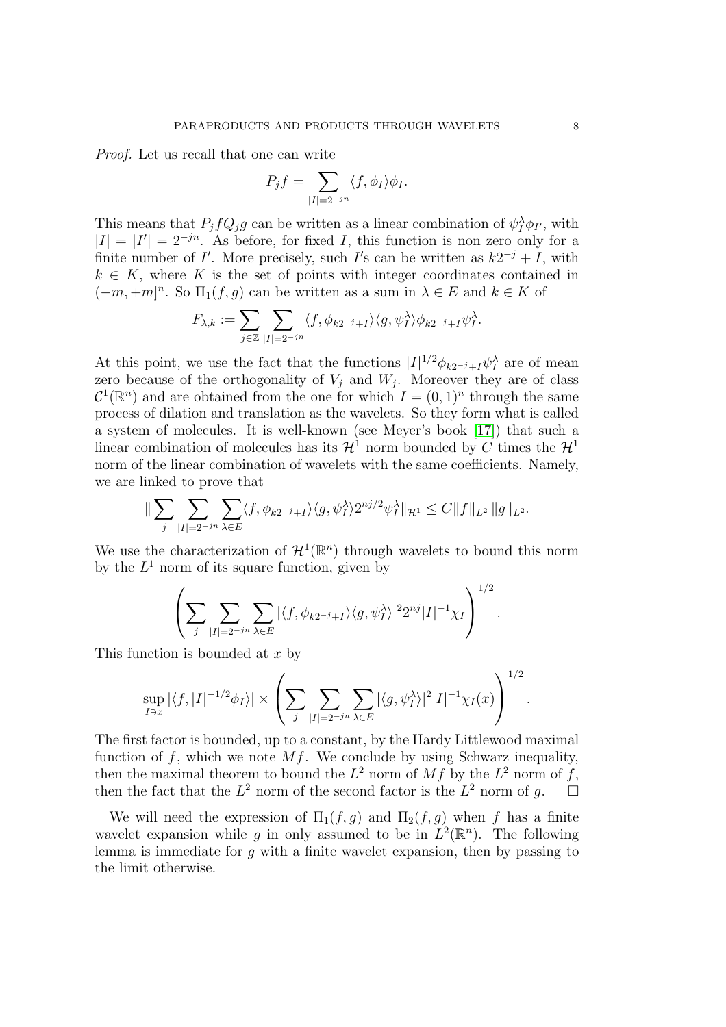*Proof.* Let us recall that one can write

$$P_j f = \sum_{|I|=2^{-jn}} \langle f, \phi_I \rangle \phi_I.$$

This means that $P_j f Q_j g$ can be written as a linear combination of $\psi_I^\lambda \phi_{I'}$, with $|I| = |I'| = 2^{-jn}$. As before, for fixed $I$, this function is non zero only for a finite number of $I'$. More precisely, such $I'$s can be written as $k2^{-j} + I$, with $k \in K$, where $K$ is the set of points with integer coordinates contained in $(-m, +m]^n$. So $\Pi_1(f,g)$ can be written as a sum in $\lambda \in E$ and $k \in K$ of

$$F_{\lambda,k} := \sum_{j\in\mathbb{Z}} \sum_{|I|=2^{-jn}} \langle f, \phi_{k2^{-j}+I} \rangle \langle g, \psi_I^\lambda \rangle \phi_{k2^{-j}+I} \psi_I^\lambda.$$

At this point, we use the fact that the functions $|I|^{1/2}\phi_{k2^{-j}+I}\psi_I^\lambda$ are of mean zero because of the orthogonality of $V_j$ and $W_j$. Moreover they are of class $\mathcal{C}^1(\mathbb{R}^n)$ and are obtained from the one for which $I = (0,1)^n$ through the same process of dilation and translation as the wavelets. So they form what is called a system of molecules. It is well-known (see Meyer's book [17]) that such a linear combination of molecules has its $\mathcal{H}^1$ norm bounded by $C$ times the $\mathcal{H}^1$ norm of the linear combination of wavelets with the same coefficients. Namely, we are linked to prove that

$$\| \sum_j \sum_{|I|=2^{-jn}} \sum_{\lambda\in E} \langle f, \phi_{k2^{-j}+I} \rangle \langle g, \psi_I^\lambda \rangle 2^{nj/2} \psi_I^\lambda \|_{\mathcal{H}^1} \leq C \|f\|_{L^2} \|g\|_{L^2}.$$

We use the characterization of $\mathcal{H}^1(\mathbb{R}^n)$ through wavelets to bound this norm by the $L^1$ norm of its square function, given by

$$\left( \sum_j \sum_{|I|=2^{-jn}} \sum_{\lambda\in E} |\langle f, \phi_{k2^{-j}+I} \rangle \langle g, \psi_I^\lambda \rangle|^2 2^{nj} |I|^{-1} \chi_I \right)^{1/2}.$$

This function is bounded at $x$ by

$$\sup_{I\ni x} |\langle f, |I|^{-1/2} \phi_I \rangle| \times \left( \sum_j \sum_{|I|=2^{-jn}} \sum_{\lambda\in E} |\langle g, \psi_I^\lambda \rangle|^2 |I|^{-1} \chi_I(x) \right)^{1/2}.$$

The first factor is bounded, up to a constant, by the Hardy Littlewood maximal function of $f$, which we note $Mf$. We conclude by using Schwarz inequality, then the maximal theorem to bound the $L^2$ norm of $Mf$ by the $L^2$ norm of $f$, then the fact that the $L^2$ norm of the second factor is the $L^2$ norm of $g$. $\square$

We will need the expression of $\Pi_1(f,g)$ and $\Pi_2(f,g)$ when $f$ has a finite wavelet expansion while $g$ in only assumed to be in $L^2(\mathbb{R}^n)$. The following lemma is immediate for $g$ with a finite wavelet expansion, then by passing to the limit otherwise.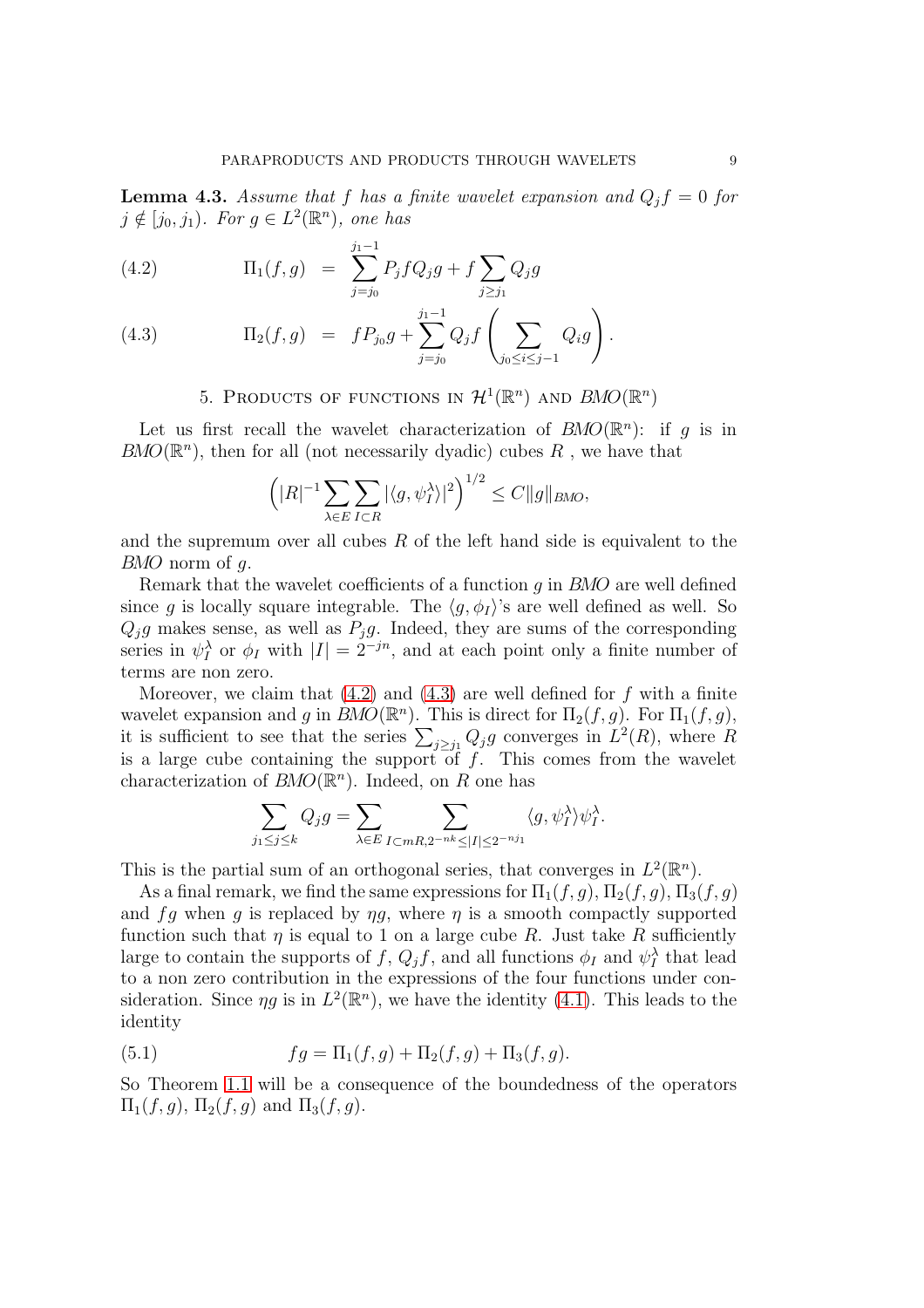**Lemma 4.3.** *Assume that $f$ has a finite wavelet expansion and $Q_j f = 0$ for $j \notin [j_0, j_1)$. For $g \in L^2(\mathbb{R}^n)$, one has*

$$\Pi_1(f,g) = \sum_{j=j_0}^{j_1-1} P_j f Q_j g + f \sum_{j \geq j_1} Q_j g \tag{4.2}$$

$$\Pi_2(f,g) = f P_{j_0} g + \sum_{j=j_0}^{j_1-1} Q_j f \left( \sum_{j_0 \leq i \leq j-1} Q_i g \right). \tag{4.3}$$

## 5. Products of functions in $\mathcal{H}^1(\mathbb{R}^n)$ and $BMO(\mathbb{R}^n)$

Let us first recall the wavelet characterization of $BMO(\mathbb{R}^n)$: if $g$ is in $BMO(\mathbb{R}^n)$, then for all (not necessarily dyadic) cubes $R$, we have that

$$\Big( |R|^{-1} \sum_{\lambda \in E} \sum_{I \subset R} |\langle g, \psi_I^\lambda \rangle|^2 \Big)^{1/2} \leq C \|g\|_{BMO},$$

and the supremum over all cubes $R$ of the left hand side is equivalent to the $BMO$ norm of $g$.

Remark that the wavelet coefficients of a function $g$ in $BMO$ are well defined since $g$ is locally square integrable. The $\langle g, \phi_I \rangle$'s are well defined as well. So $Q_j g$ makes sense, as well as $P_j g$. Indeed, they are sums of the corresponding series in $\psi_I^\lambda$ or $\phi_I$ with $|I| = 2^{-jn}$, and at each point only a finite number of terms are non zero.

Moreover, we claim that (4.2) and (4.3) are well defined for $f$ with a finite wavelet expansion and $g$ in $BMO(\mathbb{R}^n)$. This is direct for $\Pi_2(f,g)$. For $\Pi_1(f,g)$, it is sufficient to see that the series $\sum_{j \geq j_1} Q_j g$ converges in $L^2(R)$, where $R$ is a large cube containing the support of $f$. This comes from the wavelet characterization of $BMO(\mathbb{R}^n)$. Indeed, on $R$ one has

$$\sum_{j_1 \leq j \leq k} Q_j g = \sum_{\lambda \in E} \sum_{I \subset mR, 2^{-nk} \leq |I| \leq 2^{-nj_1}} \langle g, \psi_I^\lambda \rangle \psi_I^\lambda.$$

This is the partial sum of an orthogonal series, that converges in $L^2(\mathbb{R}^n)$.

As a final remark, we find the same expressions for $\Pi_1(f,g), \Pi_2(f,g), \Pi_3(f,g)$ and $fg$ when $g$ is replaced by $\eta g$, where $\eta$ is a smooth compactly supported function such that $\eta$ is equal to 1 on a large cube $R$. Just take $R$ sufficiently large to contain the supports of $f$, $Q_j f$, and all functions $\phi_I$ and $\psi_I^\lambda$ that lead to a non zero contribution in the expressions of the four functions under consideration. Since $\eta g$ is in $L^2(\mathbb{R}^n)$, we have the identity (4.1). This leads to the identity

$$fg = \Pi_1(f,g) + \Pi_2(f,g) + \Pi_3(f,g). \tag{5.1}$$

So Theorem 1.1 will be a consequence of the boundedness of the operators $\Pi_1(f,g)$, $\Pi_2(f,g)$ and $\Pi_3(f,g)$.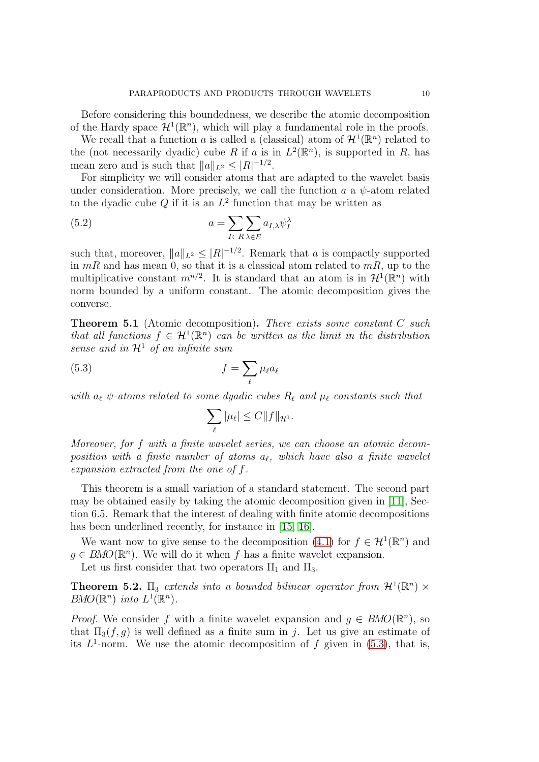Before considering this boundedness, we describe the atomic decomposition of the Hardy space $\mathcal{H}^1(\mathbb{R}^n)$, which will play a fundamental role in the proofs.

We recall that a function $a$ is called a (classical) atom of $\mathcal{H}^1(\mathbb{R}^n)$ related to the (not necessarily dyadic) cube $R$ if $a$ is in $L^2(\mathbb{R}^n)$, is supported in $R$, has mean zero and is such that $\|a\|_{L^2} \leq |R|^{-1/2}$.

For simplicity we will consider atoms that are adapted to the wavelet basis under consideration. More precisely, we call the function $a$ a $\psi$-atom related to the dyadic cube $Q$ if it is an $L^2$ function that may be written as

$$a = \sum_{I \subset R} \sum_{\lambda \in E} a_{I,\lambda} \psi_I^\lambda \tag{5.2}$$

such that, moreover, $\|a\|_{L^2} \leq |R|^{-1/2}$. Remark that $a$ is compactly supported in $mR$ and has mean 0, so that it is a classical atom related to $mR$, up to the multiplicative constant $m^{n/2}$. It is standard that an atom is in $\mathcal{H}^1(\mathbb{R}^n)$ with norm bounded by a uniform constant. The atomic decomposition gives the converse.

**Theorem 5.1** (Atomic decomposition). *There exists some constant $C$ such that all functions $f \in \mathcal{H}^1(\mathbb{R}^n)$ can be written as the limit in the distribution sense and in $\mathcal{H}^1$ of an infinite sum*

$$f = \sum_\ell \mu_\ell a_\ell \tag{5.3}$$

*with $a_\ell$ $\psi$-atoms related to some dyadic cubes $R_\ell$ and $\mu_\ell$ constants such that*

$$\sum_\ell |\mu_\ell| \leq C \|f\|_{\mathcal{H}^1}.$$

*Moreover, for $f$ with a finite wavelet series, we can choose an atomic decomposition with a finite number of atoms $a_\ell$, which have also a finite wavelet expansion extracted from the one of $f$.*

This theorem is a small variation of a standard statement. The second part may be obtained easily by taking the atomic decomposition given in [11], Section 6.5. Remark that the interest of dealing with finite atomic decompositions has been underlined recently, for instance in [15, 16].

We want now to give sense to the decomposition (4.1) for $f \in \mathcal{H}^1(\mathbb{R}^n)$ and $g \in BMO(\mathbb{R}^n)$. We will do it when $f$ has a finite wavelet expansion.

Let us first consider that two operators $\Pi_1$ and $\Pi_3$.

**Theorem 5.2.** *$\Pi_3$ extends into a bounded bilinear operator from $\mathcal{H}^1(\mathbb{R}^n) \times BMO(\mathbb{R}^n)$ into $L^1(\mathbb{R}^n)$.*

*Proof.* We consider $f$ with a finite wavelet expansion and $g \in BMO(\mathbb{R}^n)$, so that $\Pi_3(f, g)$ is well defined as a finite sum in $j$. Let us give an estimate of its $L^1$-norm. We use the atomic decomposition of $f$ given in (5.3), that is,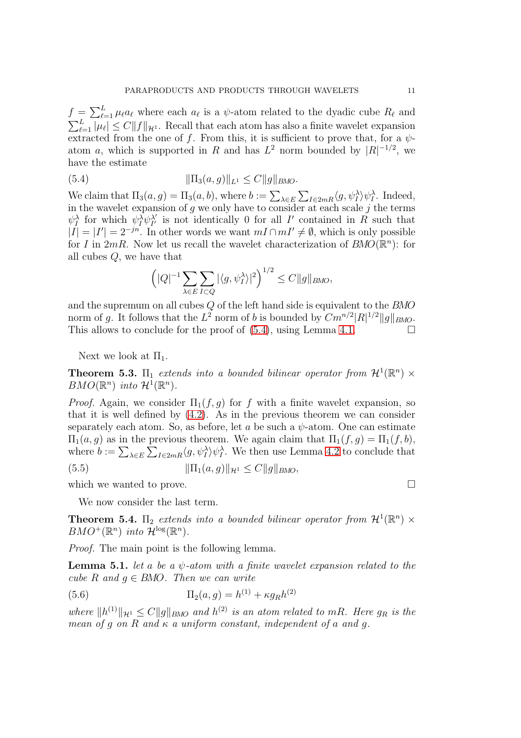$f = \sum_{\ell=1}^{L} \mu_\ell a_\ell$ where each $a_\ell$ is a $\psi$-atom related to the dyadic cube $R_\ell$ and $\sum_{\ell=1}^{L} |\mu_\ell| \leq C\|f\|_{\mathcal{H}^1}$. Recall that each atom has also a finite wavelet expansion extracted from the one of $f$. From this, it is sufficient to prove that, for a $\psi$-atom $a$, which is supported in $R$ and has $L^2$ norm bounded by $|R|^{-1/2}$, we have the estimate

$$\|\Pi_3(a,g)\|_{L^1} \leq C\|g\|_{BMO}. \tag{5.4}$$

We claim that $\Pi_3(a,g) = \Pi_3(a,b)$, where $b := \sum_{\lambda\in E}\sum_{I\in 2mR}\langle g, \psi_I^\lambda\rangle \psi_I^\lambda$. Indeed, in the wavelet expansion of $g$ we only have to consider at each scale $j$ the terms $\psi_I^\lambda$ for which $\psi_I^\lambda \psi_{I'}^{\lambda'}$ is not identically 0 for all $I'$ contained in $R$ such that $|I| = |I'| = 2^{-jn}$. In other words we want $mI \cap mI' \neq \emptyset$, which is only possible for $I$ in $2mR$. Now let us recall the wavelet characterization of $BMO(\mathbb{R}^n)$: for all cubes $Q$, we have that

$$\Big(|Q|^{-1}\sum_{\lambda\in E}\sum_{I\subset Q}|\langle g, \psi_I^\lambda\rangle|^2\Big)^{1/2} \leq C\|g\|_{BMO},$$

and the supremum on all cubes $Q$ of the left hand side is equivalent to the $BMO$ norm of $g$. It follows that the $L^2$ norm of $b$ is bounded by $Cm^{n/2}|R|^{1/2}\|g\|_{BMO}$. This allows to conclude for the proof of (5.4), using Lemma 4.1. $\square$

Next we look at $\Pi_1$.

**Theorem 5.3.** *$\Pi_1$ extends into a bounded bilinear operator from $\mathcal{H}^1(\mathbb{R}^n) \times BMO(\mathbb{R}^n)$ into $\mathcal{H}^1(\mathbb{R}^n)$.*

*Proof.* Again, we consider $\Pi_1(f,g)$ for $f$ with a finite wavelet expansion, so that it is well defined by (4.2). As in the previous theorem we can consider separately each atom. So, as before, let $a$ be such a $\psi$-atom. One can estimate $\Pi_1(a,g)$ as in the previous theorem. We again claim that $\Pi_1(f,g) = \Pi_1(f,b)$, where $b := \sum_{\lambda\in E}\sum_{I\in 2mR}\langle g, \psi_I^\lambda\rangle \psi_I^\lambda$. We then use Lemma 4.2 to conclude that

$$\|\Pi_1(a,g)\|_{\mathcal{H}^1} \leq C\|g\|_{BMO}, \tag{5.5}$$

which we wanted to prove. $\square$

We now consider the last term.

**Theorem 5.4.** *$\Pi_2$ extends into a bounded bilinear operator from $\mathcal{H}^1(\mathbb{R}^n) \times BMO^+(\mathbb{R}^n)$ into $\mathcal{H}^{\log}(\mathbb{R}^n)$.*

*Proof.* The main point is the following lemma.

**Lemma 5.1.** *let $a$ be a $\psi$-atom with a finite wavelet expansion related to the cube $R$ and $g \in BMO$. Then we can write*

$$\Pi_2(a,g) = h^{(1)} + \kappa g_R h^{(2)} \tag{5.6}$$

*where $\|h^{(1)}\|_{\mathcal{H}^1} \leq C\|g\|_{BMO}$ and $h^{(2)}$ is an atom related to $mR$. Here $g_R$ is the mean of $g$ on $R$ and $\kappa$ a uniform constant, independent of $a$ and $g$.*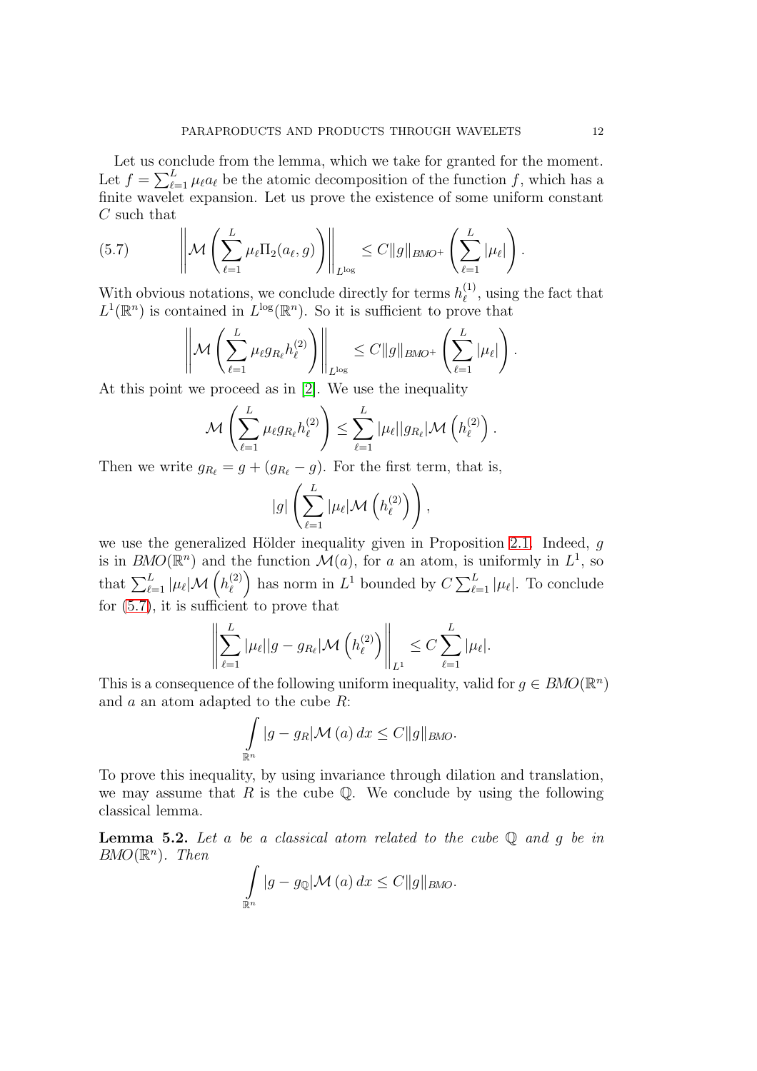Let us conclude from the lemma, which we take for granted for the moment. Let $f = \sum_{\ell=1}^{L} \mu_\ell a_\ell$ be the atomic decomposition of the function $f$, which has a finite wavelet expansion. Let us prove the existence of some uniform constant $C$ such that

$$\left\| \mathcal{M}\left( \sum_{\ell=1}^{L} \mu_\ell \Pi_2(a_\ell, g) \right) \right\|_{L^{\log}} \leq C \|g\|_{BMO^+} \left( \sum_{\ell=1}^{L} |\mu_\ell| \right). \tag{5.7}$$

With obvious notations, we conclude directly for terms $h_\ell^{(1)}$, using the fact that $L^1(\mathbb{R}^n)$ is contained in $L^{\log}(\mathbb{R}^n)$. So it is sufficient to prove that

$$\left\| \mathcal{M}\left( \sum_{\ell=1}^{L} \mu_\ell g_{R_\ell} h_\ell^{(2)} \right) \right\|_{L^{\log}} \leq C \|g\|_{BMO^+} \left( \sum_{\ell=1}^{L} |\mu_\ell| \right).$$

At this point we proceed as in [2]. We use the inequality

$$\mathcal{M}\left( \sum_{\ell=1}^{L} \mu_\ell g_{R_\ell} h_\ell^{(2)} \right) \leq \sum_{\ell=1}^{L} |\mu_\ell| |g_{R_\ell}| \mathcal{M}\left( h_\ell^{(2)} \right).$$

Then we write $g_{R_\ell} = g + (g_{R_\ell} - g)$. For the first term, that is,

$$|g| \left( \sum_{\ell=1}^{L} |\mu_\ell| \mathcal{M}\left( h_\ell^{(2)} \right) \right),$$

we use the generalized Hölder inequality given in Proposition 2.1. Indeed, $g$ is in $BMO(\mathbb{R}^n)$ and the function $\mathcal{M}(a)$, for $a$ an atom, is uniformly in $L^1$, so that $\sum_{\ell=1}^{L} |\mu_\ell| \mathcal{M}\left( h_\ell^{(2)} \right)$ has norm in $L^1$ bounded by $C \sum_{\ell=1}^{L} |\mu_\ell|$. To conclude for (5.7), it is sufficient to prove that

$$\left\| \sum_{\ell=1}^{L} |\mu_\ell| |g - g_{R_\ell}| \mathcal{M}\left( h_\ell^{(2)} \right) \right\|_{L^1} \leq C \sum_{\ell=1}^{L} |\mu_\ell|.$$

This is a consequence of the following uniform inequality, valid for $g \in BMO(\mathbb{R}^n)$ and $a$ an atom adapted to the cube $R$:

$$\int_{\mathbb{R}^n} |g - g_R| \mathcal{M}(a)\, dx \leq C \|g\|_{BMO}.$$

To prove this inequality, by using invariance through dilation and translation, we may assume that $R$ is the cube $\mathbb{Q}$. We conclude by using the following classical lemma.

**Lemma 5.2.** *Let $a$ be a classical atom related to the cube $\mathbb{Q}$ and $g$ be in $BMO(\mathbb{R}^n)$. Then*

$$\int_{\mathbb{R}^n} |g - g_{\mathbb{Q}}| \mathcal{M}(a)\, dx \leq C \|g\|_{BMO}.$$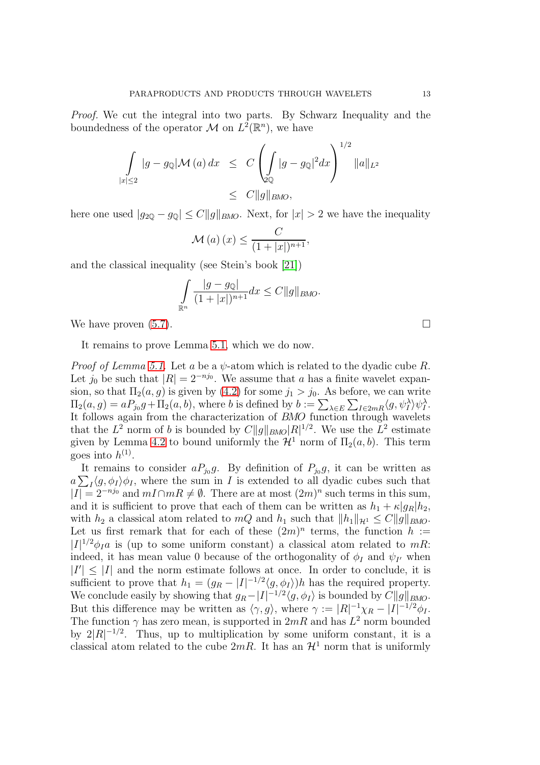*Proof.* We cut the integral into two parts. By Schwarz Inequality and the boundedness of the operator $\mathcal{M}$ on $L^2(\mathbb{R}^n)$, we have

$$
\begin{aligned}
\int\limits_{|x|\leq 2} |g - g_{\mathbb{Q}}| \mathcal{M}\left(a\right) dx &\leq C \left( \int\limits_{2\mathbb{Q}} |g - g_{\mathbb{Q}}|^2 dx \right)^{1/2} \|a\|_{L^2} \\
&\leq C \|g\|_{BMO},
\end{aligned}
$$

here one used $|g_{2\mathbb{Q}} - g_{\mathbb{Q}}| \leq C\|g\|_{BMO}$. Next, for $|x| > 2$ we have the inequality

$$
\mathcal{M}\left(a\right)(x) \leq \frac{C}{(1+|x|)^{n+1}},
$$

and the classical inequality (see Stein's book [21])

$$
\int\limits_{\mathbb{R}^n} \frac{|g - g_{\mathbb{Q}}|}{(1+|x|)^{n+1}} dx \leq C\|g\|_{BMO}.
$$

We have proven (5.7). $\square$

It remains to prove Lemma 5.1, which we do now.

*Proof of Lemma 5.1.* Let $a$ be a $\psi$-atom which is related to the dyadic cube $R$. Let $j_0$ be such that $|R| = 2^{-nj_0}$. We assume that $a$ has a finite wavelet expansion, so that $\Pi_2(a, g)$ is given by (4.2) for some $j_1 > j_0$. As before, we can write $\Pi_2(a, g) = aP_{j_0}g + \Pi_2(a, b)$, where $b$ is defined by $b := \sum_{\lambda\in E}\sum_{I\in 2mR}\langle g, \psi_I^\lambda\rangle\psi_I^\lambda$. It follows again from the characterization of $BMO$ function through wavelets that the $L^2$ norm of $b$ is bounded by $C\|g\|_{BMO}|R|^{1/2}$. We use the $L^2$ estimate given by Lemma 4.2 to bound uniformly the $\mathcal{H}^1$ norm of $\Pi_2(a, b)$. This term goes into $h^{(1)}$.

It remains to consider $aP_{j_0}g$. By definition of $P_{j_0}g$, it can be written as $a\sum_I\langle g, \phi_I\rangle\phi_I$, where the sum in $I$ is extended to all dyadic cubes such that $|I| = 2^{-nj_0}$ and $mI \cap mR \neq \emptyset$. There are at most $(2m)^n$ such terms in this sum, and it is sufficient to prove that each of them can be written as $h_1 + \kappa|g_R|h_2$, with $h_2$ a classical atom related to $mQ$ and $h_1$ such that $\|h_1\|_{\mathcal{H}^1} \leq C\|g\|_{BMO}$. Let us first remark that for each of these $(2m)^n$ terms, the function $h := |I|^{1/2}\phi_I a$ is (up to some uniform constant) a classical atom related to $mR$: indeed, it has mean value 0 because of the orthogonality of $\phi_I$ and $\psi_{I'}$ when $|I'| \leq |I|$ and the norm estimate follows at once. In order to conclude, it is sufficient to prove that $h_1 = (g_R - |I|^{-1/2}\langle g, \phi_I\rangle)h$ has the required property. We conclude easily by showing that $g_R - |I|^{-1/2}\langle g, \phi_I\rangle$ is bounded by $C\|g\|_{BMO}$. But this difference may be written as $\langle\gamma, g\rangle$, where $\gamma := |R|^{-1}\chi_R - |I|^{-1/2}\phi_I$. The function $\gamma$ has zero mean, is supported in $2mR$ and has $L^2$ norm bounded by $2|R|^{-1/2}$. Thus, up to multiplication by some uniform constant, it is a classical atom related to the cube $2mR$. It has an $\mathcal{H}^1$ norm that is uniformly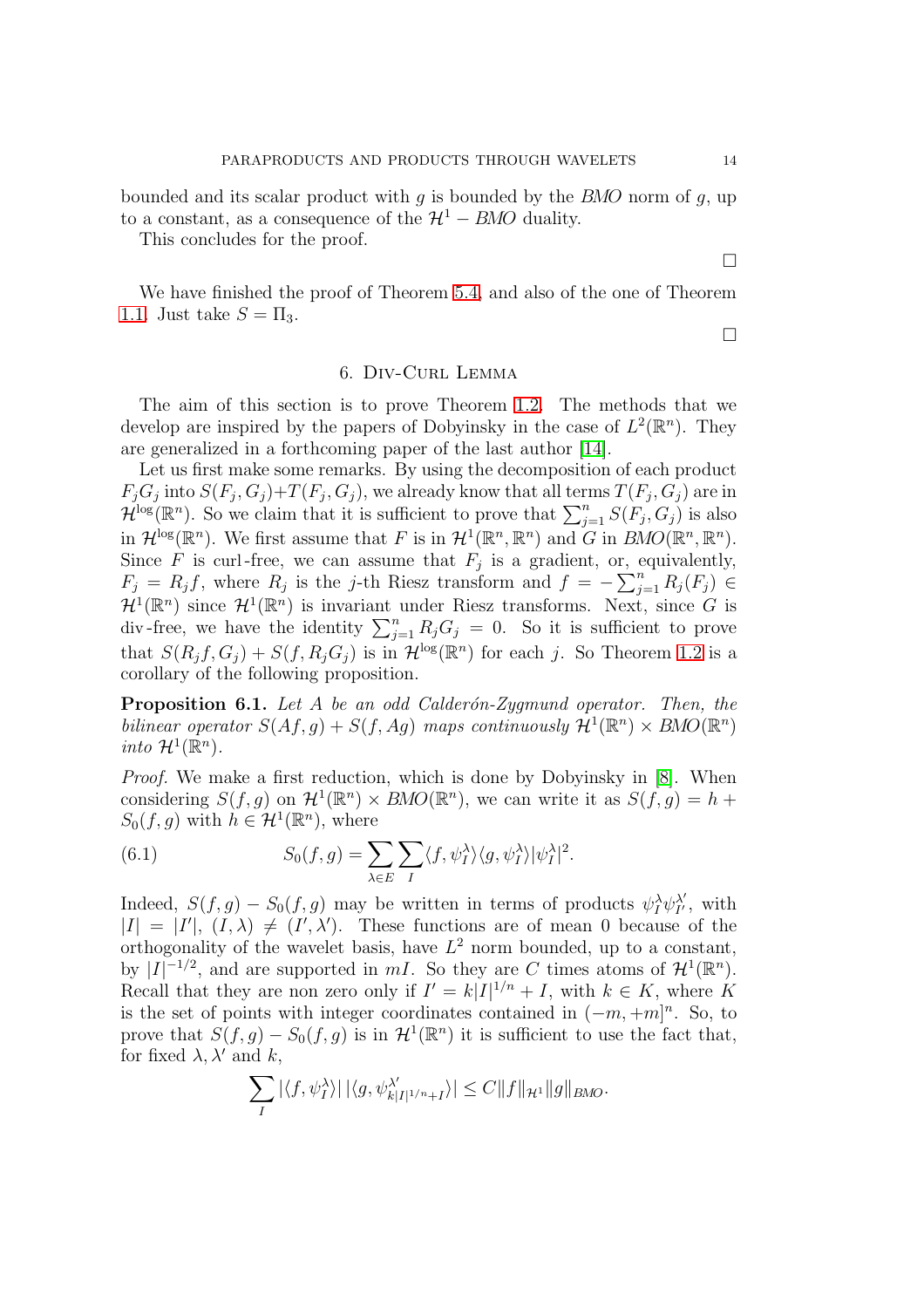bounded and its scalar product with $g$ is bounded by the *BMO* norm of $g$, up to a constant, as a consequence of the $\mathcal{H}^1 - BMO$ duality.

This concludes for the proof.

□

We have finished the proof of Theorem 5.4, and also of the one of Theorem 1.1. Just take $S = \Pi_3$.

□

## 6. Div-Curl Lemma

The aim of this section is to prove Theorem 1.2. The methods that we develop are inspired by the papers of Dobyinsky in the case of $L^2(\mathbb{R}^n)$. They are generalized in a forthcoming paper of the last author [14].

Let us first make some remarks. By using the decomposition of each product $F_jG_j$ into $S(F_j, G_j)+T(F_j, G_j)$, we already know that all terms $T(F_j, G_j)$ are in $\mathcal{H}^{\log}(\mathbb{R}^n)$. So we claim that it is sufficient to prove that $\sum_{j=1}^n S(F_j, G_j)$ is also in $\mathcal{H}^{\log}(\mathbb{R}^n)$. We first assume that $F$ is in $\mathcal{H}^1(\mathbb{R}^n, \mathbb{R}^n)$ and $G$ in $BMO(\mathbb{R}^n, \mathbb{R}^n)$. Since $F$ is curl-free, we can assume that $F_j$ is a gradient, or, equivalently, $F_j = R_j f$, where $R_j$ is the $j$-th Riesz transform and $f = -\sum_{j=1}^n R_j(F_j) \in \mathcal{H}^1(\mathbb{R}^n)$ since $\mathcal{H}^1(\mathbb{R}^n)$ is invariant under Riesz transforms. Next, since $G$ is div-free, we have the identity $\sum_{j=1}^n R_jG_j = 0$. So it is sufficient to prove that $S(R_jf, G_j) + S(f, R_jG_j)$ is in $\mathcal{H}^{\log}(\mathbb{R}^n)$ for each $j$. So Theorem 1.2 is a corollary of the following proposition.

**Proposition 6.1.** *Let $A$ be an odd Calderón-Zygmund operator. Then, the bilinear operator $S(Af, g) + S(f, Ag)$ maps continuously $\mathcal{H}^1(\mathbb{R}^n) \times BMO(\mathbb{R}^n)$ into $\mathcal{H}^1(\mathbb{R}^n)$.*

*Proof.* We make a first reduction, which is done by Dobyinsky in [8]. When considering $S(f, g)$ on $\mathcal{H}^1(\mathbb{R}^n) \times BMO(\mathbb{R}^n)$, we can write it as $S(f, g) = h + S_0(f, g)$ with $h \in \mathcal{H}^1(\mathbb{R}^n)$, where

$$S_0(f, g) = \sum_{\lambda \in E} \sum_I \langle f, \psi_I^\lambda \rangle \langle g, \psi_I^\lambda \rangle |\psi_I^\lambda|^2. \tag{6.1}$$

Indeed, $S(f, g) - S_0(f, g)$ may be written in terms of products $\psi_I^\lambda \psi_{I'}^{\lambda'}$, with $|I| = |I'|$, $(I, \lambda) \neq (I', \lambda')$. These functions are of mean 0 because of the orthogonality of the wavelet basis, have $L^2$ norm bounded, up to a constant, by $|I|^{-1/2}$, and are supported in $mI$. So they are $C$ times atoms of $\mathcal{H}^1(\mathbb{R}^n)$. Recall that they are non zero only if $I' = k|I|^{1/n} + I$, with $k \in K$, where $K$ is the set of points with integer coordinates contained in $(-m, +m]^n$. So, to prove that $S(f, g) - S_0(f, g)$ is in $\mathcal{H}^1(\mathbb{R}^n)$ it is sufficient to use the fact that, for fixed $\lambda, \lambda'$ and $k$,

$$\sum_I |\langle f, \psi_I^\lambda \rangle| \, |\langle g, \psi_{k|I|^{1/n}+I}^{\lambda'} \rangle| \leq C\|f\|_{\mathcal{H}^1} \|g\|_{BMO}.$$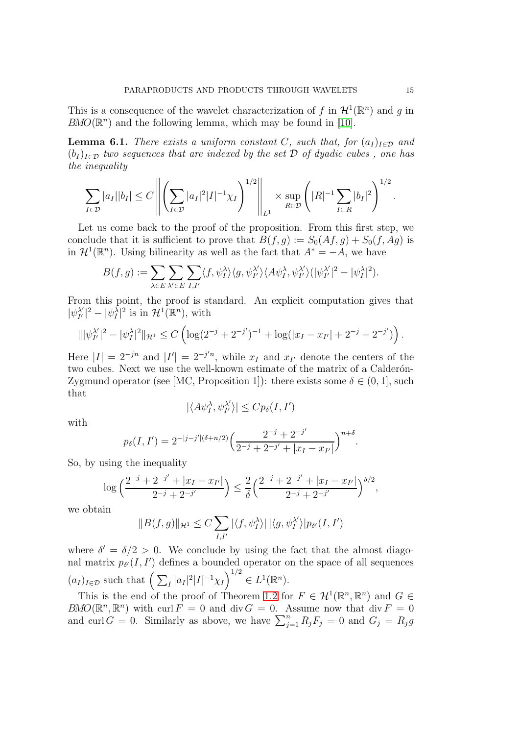This is a consequence of the wavelet characterization of $f$ in $\mathcal{H}^1(\mathbb{R}^n)$ and $g$ in $BMO(\mathbb{R}^n)$ and the following lemma, which may be found in [10].

**Lemma 6.1.** *There exists a uniform constant $C$, such that, for $(a_I)_{I\in\mathcal{D}}$ and $(b_I)_{I\in\mathcal{D}}$ two sequences that are indexed by the set $\mathcal{D}$ of dyadic cubes , one has the inequality*

$$\sum_{I\in\mathcal{D}} |a_I||b_I| \leq C \left\| \left( \sum_{I\in\mathcal{D}} |a_I|^2 |I|^{-1} \chi_I \right)^{1/2} \right\|_{L^1} \times \sup_{R\in\mathcal{D}} \left( |R|^{-1} \sum_{I\subset R} |b_I|^2 \right)^{1/2}.$$

Let us come back to the proof of the proposition. From this first step, we conclude that it is sufficient to prove that $B(f,g) := S_0(Af,g) + S_0(f,Ag)$ is in $\mathcal{H}^1(\mathbb{R}^n)$. Using bilinearity as well as the fact that $A^* = -A$, we have

$$B(f,g) := \sum_{\lambda\in E}\sum_{\lambda'\in E}\sum_{I,I'} \langle f,\psi_I^\lambda\rangle\langle g,\psi_{I'}^{\lambda'}\rangle\langle A\psi_I^\lambda,\psi_{I'}^{\lambda'}\rangle(|\psi_{I'}^{\lambda'}|^2 - |\psi_I^\lambda|^2).$$

From this point, the proof is standard. An explicit computation gives that $|\psi_{I'}^{\lambda'}|^2 - |\psi_I^\lambda|^2$ is in $\mathcal{H}^1(\mathbb{R}^n)$, with

$$\| |\psi_{I'}^{\lambda'}|^2 - |\psi_I^\lambda|^2 \|_{\mathcal{H}^1} \leq C\left( \log(2^{-j} + 2^{-j'})^{-1} + \log(|x_I - x_{I'}| + 2^{-j} + 2^{-j'}) \right).$$

Here $|I| = 2^{-jn}$ and $|I'| = 2^{-j'n}$, while $x_I$ and $x_{I'}$ denote the centers of the two cubes. Next we use the well-known estimate of the matrix of a Calderón-Zygmund operator (see [MC, Proposition 1]): there exists some $\delta\in(0,1]$, such that

$$|\langle A\psi_I^\lambda, \psi_{I'}^{\lambda'}\rangle| \leq C p_\delta(I,I')$$

with

$$p_\delta(I,I') = 2^{-|j-j'|(\delta+n/2)}\Big( \frac{2^{-j}+2^{-j'}}{2^{-j}+2^{-j'}+|x_I - x_{I'}|} \Big)^{n+\delta}.$$

So, by using the inequality

$$\log\Big( \frac{2^{-j}+2^{-j'}+|x_I-x_{I'}|}{2^{-j}+2^{-j'}} \Big) \leq \frac{2}{\delta}\Big( \frac{2^{-j}+2^{-j'}+|x_I-x_{I'}|}{2^{-j}+2^{-j'}} \Big)^{\delta/2},$$

we obtain

$$\|B(f,g)\|_{\mathcal{H}^1} \leq C\sum_{I,I'} |\langle f,\psi_I^\lambda\rangle|\,|\langle g,\psi_{I'}^{\lambda'}\rangle| p_{\delta'}(I,I')$$

where $\delta' = \delta/2 > 0$. We conclude by using the fact that the almost diagonal matrix $p_{\delta'}(I,I')$ defines a bounded operator on the space of all sequences $(a_I)_{I\in\mathcal{D}}$ such that $\Big(\sum_I |a_I|^2|I|^{-1}\chi_I\Big)^{1/2}\in L^1(\mathbb{R}^n)$.

This is the end of the proof of Theorem 1.2 for $F\in\mathcal{H}^1(\mathbb{R}^n,\mathbb{R}^n)$ and $G\in BMO(\mathbb{R}^n,\mathbb{R}^n)$ with $\operatorname{curl} F = 0$ and $\operatorname{div} G = 0$. Assume now that $\operatorname{div} F = 0$ and $\operatorname{curl} G = 0$. Similarly as above, we have $\sum_{j=1}^n R_j F_j = 0$ and $G_j = R_j g$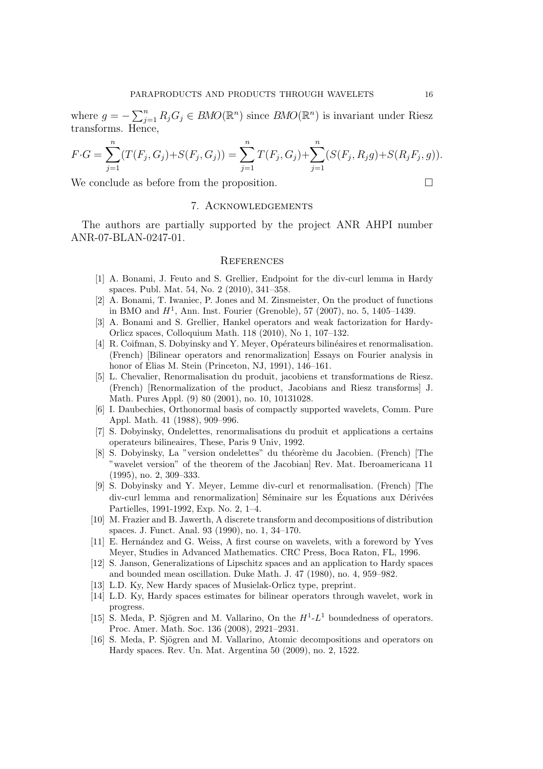where $g = -\sum_{j=1}^n R_j G_j \in BMO(\mathbb{R}^n)$ since $BMO(\mathbb{R}^n)$ is invariant under Riesz transforms. Hence,

$$F \cdot G = \sum_{j=1}^n (T(F_j, G_j) + S(F_j, G_j)) = \sum_{j=1}^n T(F_j, G_j) + \sum_{j=1}^n (S(F_j, R_j g) + S(R_j F_j, g)).$$

We conclude as before from the proposition. □

## 7. Acknowledgements

The authors are partially supported by the project ANR AHPI number ANR-07-BLAN-0247-01.

## References

[1] A. Bonami, J. Feuto and S. Grellier, Endpoint for the div-curl lemma in Hardy spaces. Publ. Mat. 54, No. 2 (2010), 341–358.

[2] A. Bonami, T. Iwaniec, P. Jones and M. Zinsmeister, On the product of functions in BMO and $H^1$, Ann. Inst. Fourier (Grenoble), 57 (2007), no. 5, 1405–1439.

[3] A. Bonami and S. Grellier, Hankel operators and weak factorization for Hardy-Orlicz spaces, Colloquium Math. 118 (2010), No 1, 107–132.

[4] R. Coifman, S. Dobyinsky and Y. Meyer, Opérateurs bilinéaires et renormalisation. (French) [Bilinear operators and renormalization] Essays on Fourier analysis in honor of Elias M. Stein (Princeton, NJ, 1991), 146–161.

[5] L. Chevalier, Renormalisation du produit, jacobiens et transformations de Riesz. (French) [Renormalization of the product, Jacobians and Riesz transforms] J. Math. Pures Appl. (9) 80 (2001), no. 10, 10131028.

[6] I. Daubechies, Orthonormal basis of compactly supported wavelets, Comm. Pure Appl. Math. 41 (1988), 909–996.

[7] S. Dobyinsky, Ondelettes, renormalisations du produit et applications a certains operateurs bilineaires, These, Paris 9 Univ, 1992.

[8] S. Dobyinsky, La "version ondelettes" du théorème du Jacobien. (French) [The "wavelet version" of the theorem of the Jacobian] Rev. Mat. Iberoamericana 11 (1995), no. 2, 309–333.

[9] S. Dobyinsky and Y. Meyer, Lemme div-curl et renormalisation. (French) [The div-curl lemma and renormalization] Séminaire sur les Équations aux Dérivées Partielles, 1991-1992, Exp. No. 2, 1–4.

[10] M. Frazier and B. Jawerth, A discrete transform and decompositions of distribution spaces. J. Funct. Anal. 93 (1990), no. 1, 34–170.

[11] E. Hernández and G. Weiss, A first course on wavelets, with a foreword by Yves Meyer, Studies in Advanced Mathematics. CRC Press, Boca Raton, FL, 1996.

[12] S. Janson, Generalizations of Lipschitz spaces and an application to Hardy spaces and bounded mean oscillation. Duke Math. J. 47 (1980), no. 4, 959–982.

[13] L.D. Ky, New Hardy spaces of Musielak-Orlicz type, preprint.

[14] L.D. Ky, Hardy spaces estimates for bilinear operators through wavelet, work in progress.

[15] S. Meda, P. Sjögren and M. Vallarino, On the $H^1$-$L^1$ boundedness of operators. Proc. Amer. Math. Soc. 136 (2008), 2921–2931.

[16] S. Meda, P. Sjögren and M. Vallarino, Atomic decompositions and operators on Hardy spaces. Rev. Un. Mat. Argentina 50 (2009), no. 2, 1522.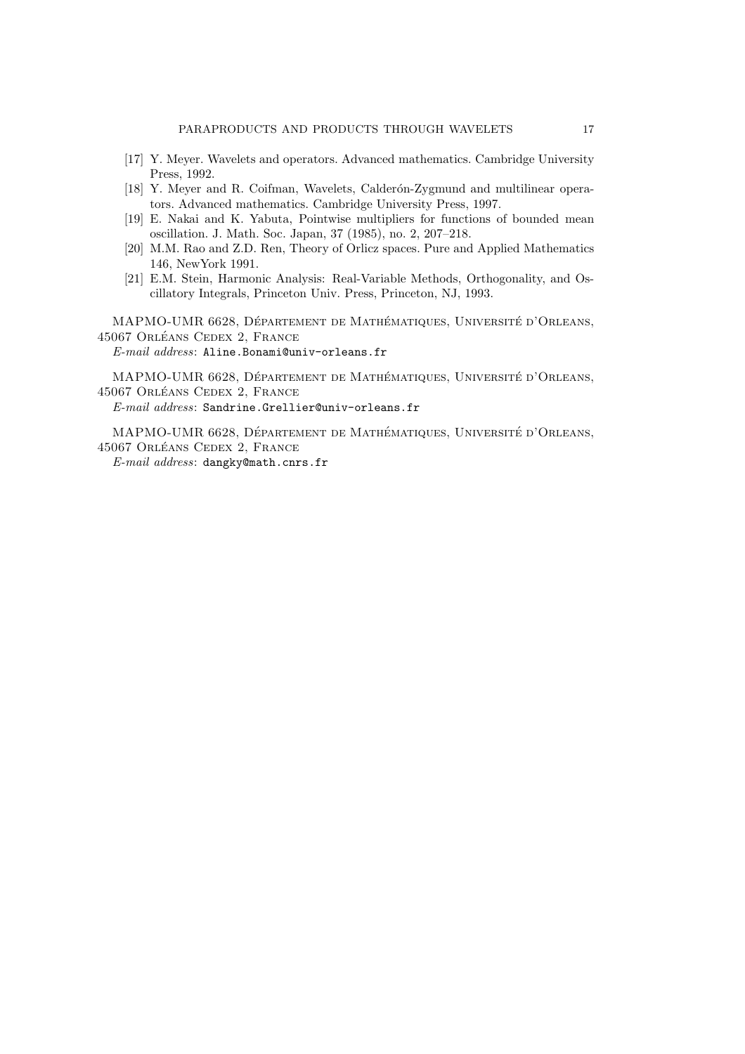[17] Y. Meyer. Wavelets and operators. Advanced mathematics. Cambridge University Press, 1992.

[18] Y. Meyer and R. Coifman, Wavelets, Calderón-Zygmund and multilinear operators. Advanced mathematics. Cambridge University Press, 1997.

[19] E. Nakai and K. Yabuta, Pointwise multipliers for functions of bounded mean oscillation. J. Math. Soc. Japan, 37 (1985), no. 2, 207–218.

[20] M.M. Rao and Z.D. Ren, Theory of Orlicz spaces. Pure and Applied Mathematics 146, NewYork 1991.

[21] E.M. Stein, Harmonic Analysis: Real-Variable Methods, Orthogonality, and Oscillatory Integrals, Princeton Univ. Press, Princeton, NJ, 1993.

MAPMO-UMR 6628, Département de Mathématiques, Université d'Orleans, 45067 Orléans Cedex 2, France

*E-mail address*: Aline.Bonami@univ-orleans.fr

MAPMO-UMR 6628, Département de Mathématiques, Université d'Orleans, 45067 Orléans Cedex 2, France

*E-mail address*: Sandrine.Grellier@univ-orleans.fr

MAPMO-UMR 6628, Département de Mathématiques, Université d'Orleans, 45067 Orléans Cedex 2, France

*E-mail address*: dangky@math.cnrs.fr